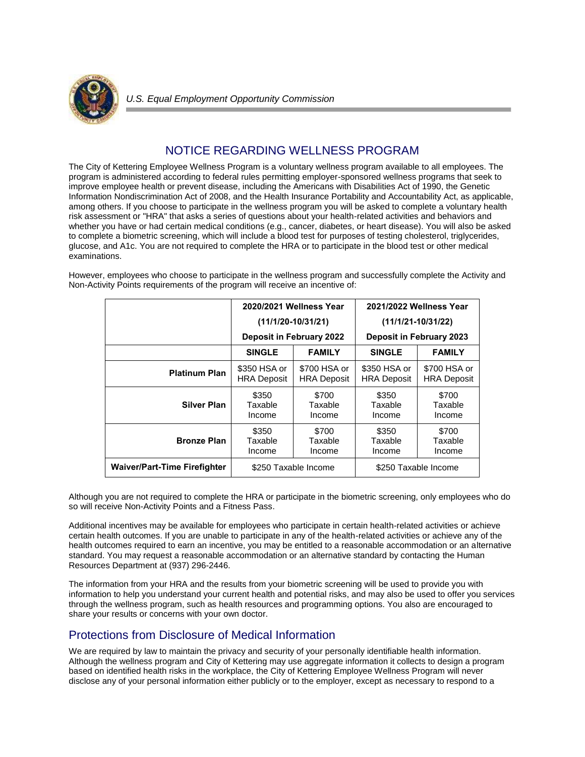*U.S. Equal Employment Opportunity Commission*

## NOTICE REGARDING WELLNESS PROGRAM

The City of Kettering Employee Wellness Program is a voluntary wellness program available to all employees. The program is administered according to federal rules permitting employer-sponsored wellness programs that seek to improve employee health or prevent disease, including the Americans with Disabilities Act of 1990, the Genetic Information Nondiscrimination Act of 2008, and the Health Insurance Portability and Accountability Act, as applicable, among others. If you choose to participate in the wellness program you will be asked to complete a voluntary health risk assessment or "HRA" that asks a series of questions about your health-related activities and behaviors and whether you have or had certain medical conditions (e.g., cancer, diabetes, or heart disease). You will also be asked to complete a biometric screening, which will include a blood test for purposes of testing cholesterol, triglycerides, glucose, and A1c. You are not required to complete the HRA or to participate in the blood test or other medical examinations.

However, employees who choose to participate in the wellness program and successfully complete the Activity and Non-Activity Points requirements of the program will receive an incentive of:

| | **2020/2021 Wellness Year (11/1/20-10/31/21) Deposit in February 2022** | | **2021/2022 Wellness Year (11/1/21-10/31/22) Deposit in February 2023** | |
|---|---|---|---|---|
| | **SINGLE** | **FAMILY** | **SINGLE** | **FAMILY** |
| **Platinum Plan** | $350 HSA or HRA Deposit | $700 HSA or HRA Deposit | $350 HSA or HRA Deposit | $700 HSA or HRA Deposit |
| **Silver Plan** | $350 Taxable Income | $700 Taxable Income | $350 Taxable Income | $700 Taxable Income |
| **Bronze Plan** | $350 Taxable Income | $700 Taxable Income | $350 Taxable Income | $700 Taxable Income |
| **Waiver/Part-Time Firefighter** | $250 Taxable Income | | $250 Taxable Income | |

Although you are not required to complete the HRA or participate in the biometric screening, only employees who do so will receive Non-Activity Points and a Fitness Pass.

Additional incentives may be available for employees who participate in certain health-related activities or achieve certain health outcomes. If you are unable to participate in any of the health-related activities or achieve any of the health outcomes required to earn an incentive, you may be entitled to a reasonable accommodation or an alternative standard. You may request a reasonable accommodation or an alternative standard by contacting the Human Resources Department at (937) 296-2446.

The information from your HRA and the results from your biometric screening will be used to provide you with information to help you understand your current health and potential risks, and may also be used to offer you services through the wellness program, such as health resources and programming options. You also are encouraged to share your results or concerns with your own doctor.

## Protections from Disclosure of Medical Information

We are required by law to maintain the privacy and security of your personally identifiable health information. Although the wellness program and City of Kettering may use aggregate information it collects to design a program based on identified health risks in the workplace, the City of Kettering Employee Wellness Program will never disclose any of your personal information either publicly or to the employer, except as necessary to respond to a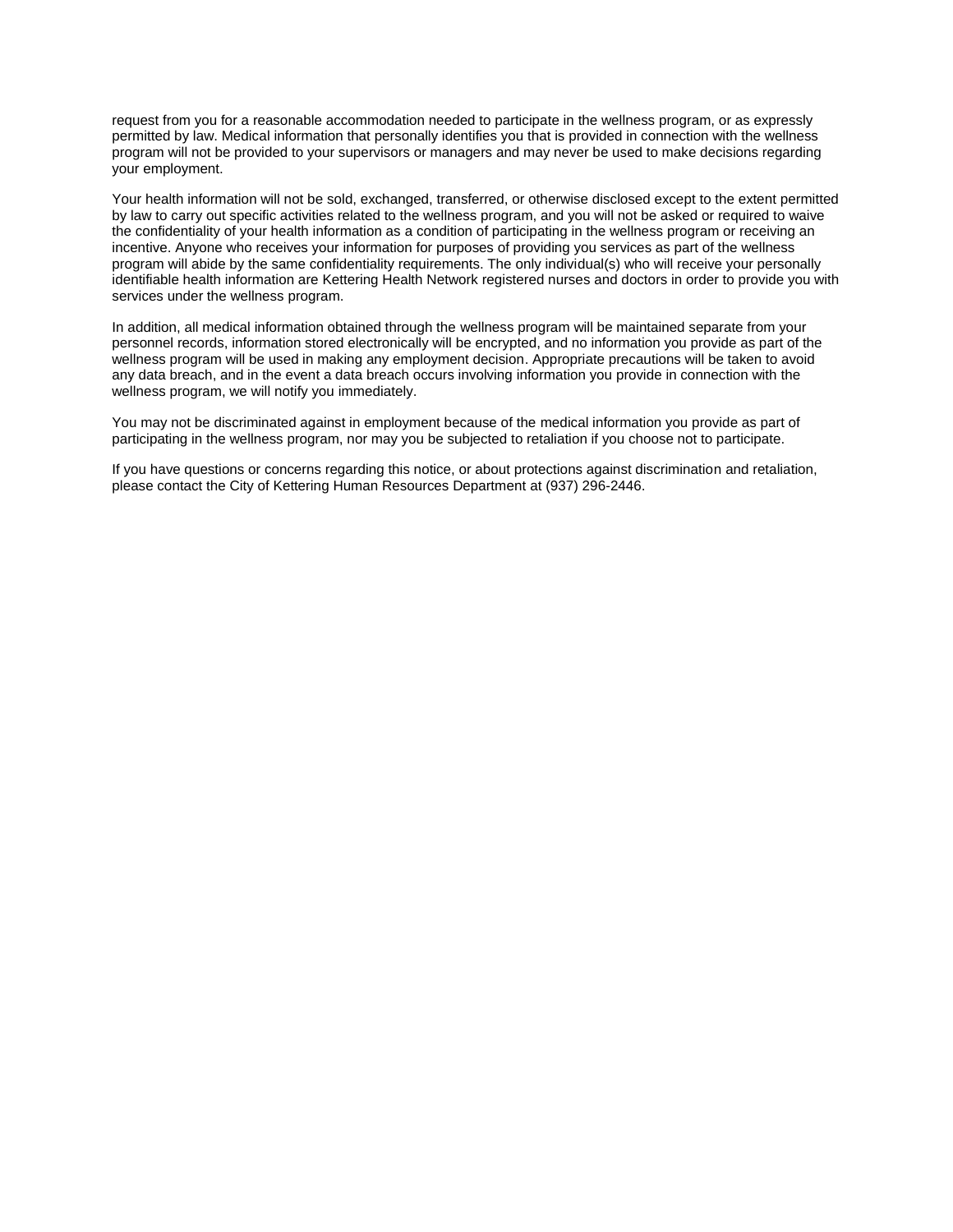request from you for a reasonable accommodation needed to participate in the wellness program, or as expressly permitted by law. Medical information that personally identifies you that is provided in connection with the wellness program will not be provided to your supervisors or managers and may never be used to make decisions regarding your employment.

Your health information will not be sold, exchanged, transferred, or otherwise disclosed except to the extent permitted by law to carry out specific activities related to the wellness program, and you will not be asked or required to waive the confidentiality of your health information as a condition of participating in the wellness program or receiving an incentive. Anyone who receives your information for purposes of providing you services as part of the wellness program will abide by the same confidentiality requirements. The only individual(s) who will receive your personally identifiable health information are Kettering Health Network registered nurses and doctors in order to provide you with services under the wellness program.

In addition, all medical information obtained through the wellness program will be maintained separate from your personnel records, information stored electronically will be encrypted, and no information you provide as part of the wellness program will be used in making any employment decision. Appropriate precautions will be taken to avoid any data breach, and in the event a data breach occurs involving information you provide in connection with the wellness program, we will notify you immediately.

You may not be discriminated against in employment because of the medical information you provide as part of participating in the wellness program, nor may you be subjected to retaliation if you choose not to participate.

If you have questions or concerns regarding this notice, or about protections against discrimination and retaliation, please contact the City of Kettering Human Resources Department at (937) 296-2446.